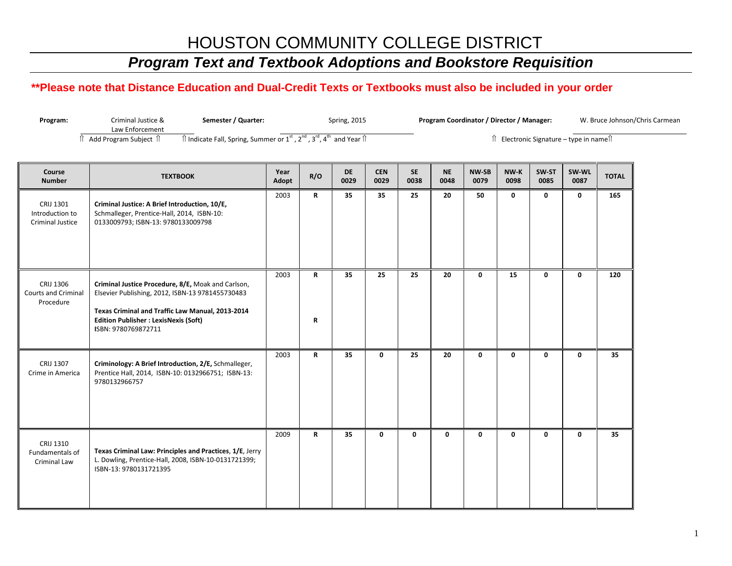# HOUSTON COMMUNITY COLLEGE DISTRICT

## *Program Text and Textbook Adoptions and Bookstore Requisition*

**\*\*Please note that Distance Education and Dual-Credit Texts or Textbooks must also be included in your order**

**Program:** Criminal Justice & Law Enforcement
⇑ Add Program Subject ⇑

**Semester / Quarter:** Spring, 2015
⇑ Indicate Fall, Spring, Summer or 1st, 2nd, 3rd, 4th and Year ⇑

**Program Coordinator / Director / Manager:** W. Bruce Johnson/Chris Carmean
⇑ Electronic Signature – type in name⇑

| Course Number | TEXTBOOK | Year Adopt | R/O | DE 0029 | CEN 0029 | SE 0038 | NE 0048 | NW-SB 0079 | NW-K 0098 | SW-ST 0085 | SW-WL 0087 | TOTAL |
|---|---|---|---|---|---|---|---|---|---|---|---|---|
| CRIJ 1301 Introduction to Criminal Justice | **Criminal Justice: A Brief Introduction, 10/E,** Schmalleger, Prentice-Hall, 2014, ISBN-10: 0133009793; ISBN-13: 9780133009798 | 2003 | **R** | **35** | **35** | **25** | **20** | **50** | **0** | **0** | **0** | **165** |
| CRIJ 1306 Courts and Criminal Procedure | **Criminal Justice Procedure, 8/E,** Moak and Carlson, Elsevier Publishing, 2012, ISBN-13 9781455730483<br><br>**Texas Criminal and Traffic Law Manual, 2013-2014 Edition Publisher : LexisNexis (Soft)** ISBN: 9780769872711 | 2003 | **R**<br><br>**R** | **35** | **25** | **25** | **20** | **0** | **15** | **0** | **0** | **120** |
| CRIJ 1307 Crime in America | **Criminology: A Brief Introduction, 2/E,** Schmalleger, Prentice Hall, 2014, ISBN-10: 0132966751; ISBN-13: 9780132966757 | 2003 | **R** | **35** | **0** | **25** | **20** | **0** | **0** | **0** | **0** | **35** |
| CRIJ 1310 Fundamentals of Criminal Law | **Texas Criminal Law: Principles and Practices, 1/E**, Jerry L. Dowling, Prentice-Hall, 2008, ISBN-10-0131721399; ISBN-13: 9780131721395 | 2009 | **R** | **35** | **0** | **0** | **0** | **0** | **0** | **0** | **0** | **35** |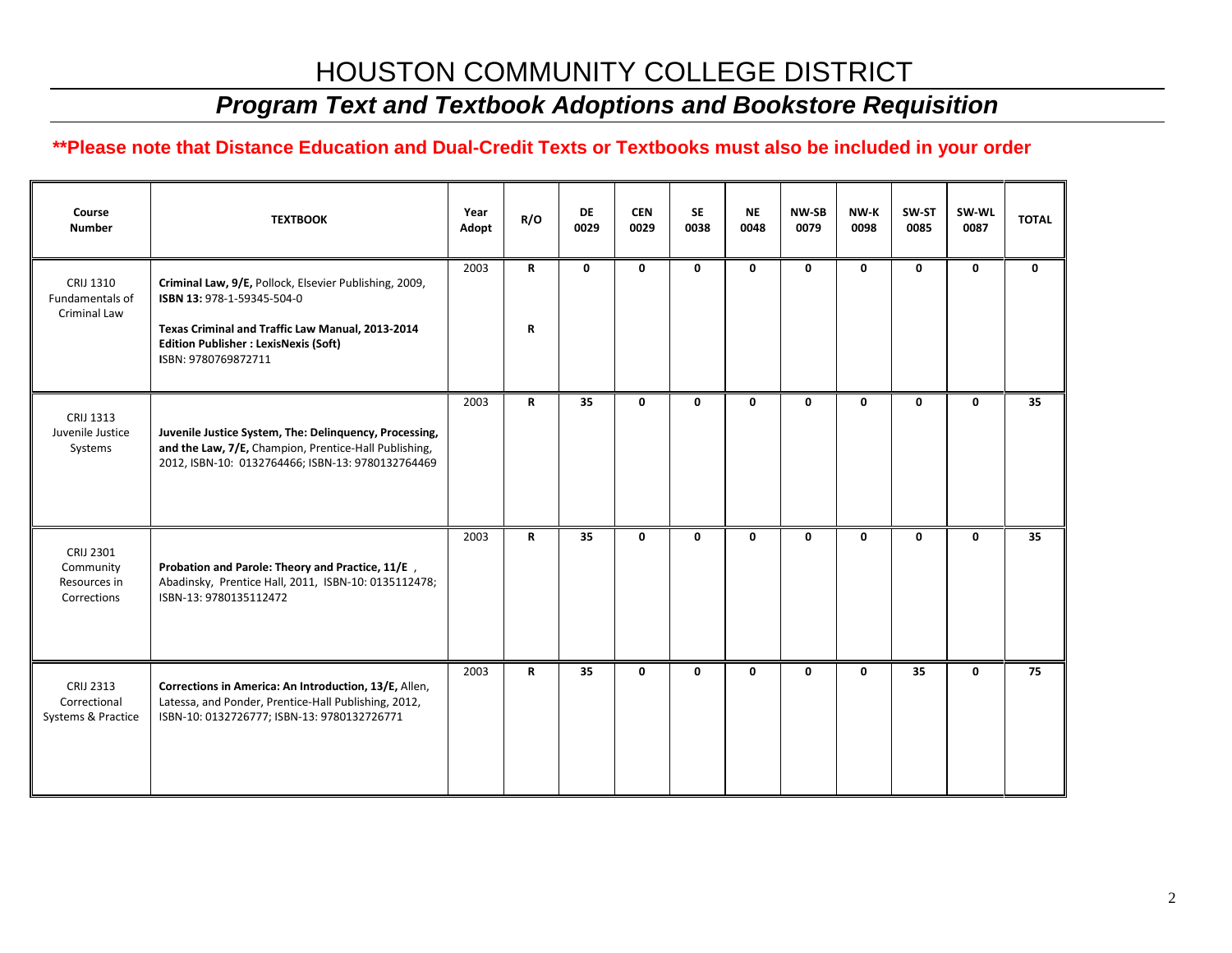# HOUSTON COMMUNITY COLLEGE DISTRICT

## *Program Text and Textbook Adoptions and Bookstore Requisition*

**\*\*Please note that Distance Education and Dual-Credit Texts or Textbooks must also be included in your order**

| Course Number | TEXTBOOK | Year Adopt | R/O | DE 0029 | CEN 0029 | SE 0038 | NE 0048 | NW-SB 0079 | NW-K 0098 | SW-ST 0085 | SW-WL 0087 | TOTAL |
|---|---|---|---|---|---|---|---|---|---|---|---|---|
| CRIJ 1310 Fundamentals of Criminal Law | **Criminal Law, 9/E,** Pollock, Elsevier Publishing, 2009, **ISBN 13:** 978-1-59345-504-0<br><br>**Texas Criminal and Traffic Law Manual, 2013-2014 Edition Publisher : LexisNexis (Soft)** ISBN: 9780769872711 | 2003 | **R**<br><br>**R** | **0** | **0** | **0** | **0** | **0** | **0** | **0** | **0** | **0** |
| CRIJ 1313 Juvenile Justice Systems | **Juvenile Justice System, The: Delinquency, Processing, and the Law, 7/E,** Champion, Prentice-Hall Publishing, 2012, ISBN-10: 0132764466; ISBN-13: 9780132764469 | 2003 | **R** | **35** | **0** | **0** | **0** | **0** | **0** | **0** | **0** | **35** |
| CRIJ 2301 Community Resources in Corrections | **Probation and Parole: Theory and Practice, 11/E** , Abadinsky, Prentice Hall, 2011, ISBN-10: 0135112478; ISBN-13: 9780135112472 | 2003 | **R** | **35** | **0** | **0** | **0** | **0** | **0** | **0** | **0** | **35** |
| CRIJ 2313 Correctional Systems & Practice | **Corrections in America: An Introduction, 13/E,** Allen, Latessa, and Ponder, Prentice-Hall Publishing, 2012, ISBN-10: 0132726777; ISBN-13: 9780132726771 | 2003 | **R** | **35** | **0** | **0** | **0** | **0** | **0** | **35** | **0** | **75** |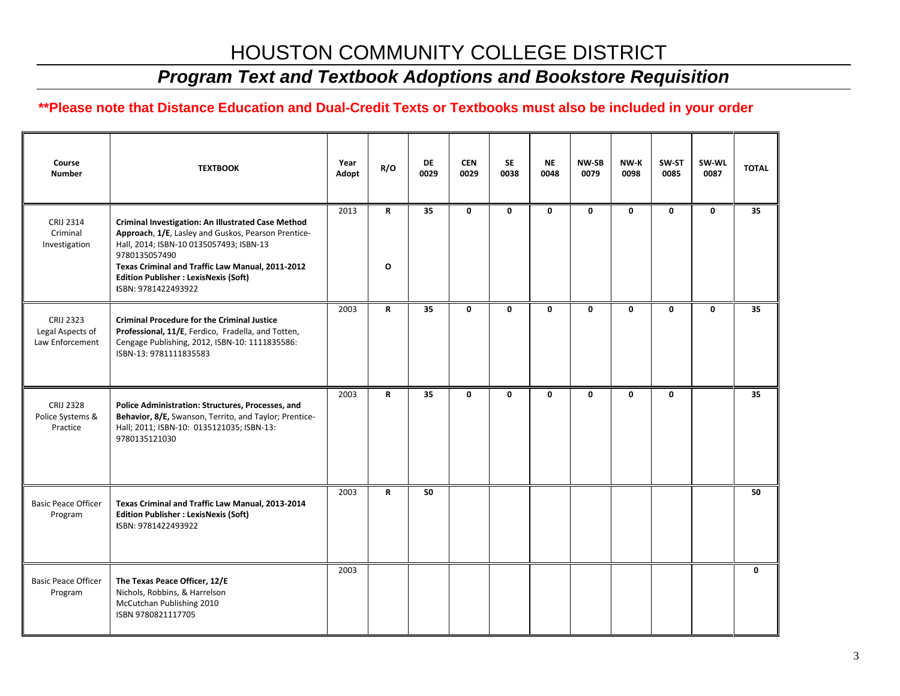# HOUSTON COMMUNITY COLLEGE DISTRICT

## *Program Text and Textbook Adoptions and Bookstore Requisition*

**\*\*Please note that Distance Education and Dual-Credit Texts or Textbooks must also be included in your order**

| Course Number | TEXTBOOK | Year Adopt | R/O | DE 0029 | CEN 0029 | SE 0038 | NE 0048 | NW-SB 0079 | NW-K 0098 | SW-ST 0085 | SW-WL 0087 | TOTAL |
|---|---|---|---|---|---|---|---|---|---|---|---|---|
| CRIJ 2314 Criminal Investigation | **Criminal Investigation: An Illustrated Case Method Approach, 1/E**, Lasley and Guskos, Pearson Prentice-Hall, 2014; ISBN-10 0135057493; ISBN-13 9780135057490<br>**Texas Criminal and Traffic Law Manual, 2011-2012 Edition Publisher : LexisNexis (Soft)**<br>ISBN: 9781422493922 | 2013 | **R**<br><br>**O** | **35** | **0** | **0** | **0** | **0** | **0** | **0** | **0** | **35** |
| CRIJ 2323 Legal Aspects of Law Enforcement | **Criminal Procedure for the Criminal Justice Professional, 11/E**, Ferdico, Fradella, and Totten, Cengage Publishing, 2012, ISBN-10: 1111835586: ISBN-13: 9781111835583 | 2003 | **R** | **35** | **0** | **0** | **0** | **0** | **0** | **0** | **0** | **35** |
| CRIJ 2328 Police Systems & Practice | **Police Administration: Structures, Processes, and Behavior, 8/E,** Swanson, Territo, and Taylor; Prentice-Hall; 2011; ISBN-10: 0135121035; ISBN-13: 9780135121030 | 2003 | **R** | **35** | **0** | **0** | **0** | **0** | **0** | **0** | | **35** |
| Basic Peace Officer Program | **Texas Criminal and Traffic Law Manual, 2013-2014 Edition Publisher : LexisNexis (Soft)**<br>ISBN: 9781422493922 | 2003 | **R** | **50** | | | | | | | | **50** |
| Basic Peace Officer Program | **The Texas Peace Officer, 12/E**<br>Nichols, Robbins, & Harrelson<br>McCutchan Publishing 2010<br>ISBN 9780821117705 | 2003 | | | | | | | | | | **0** |